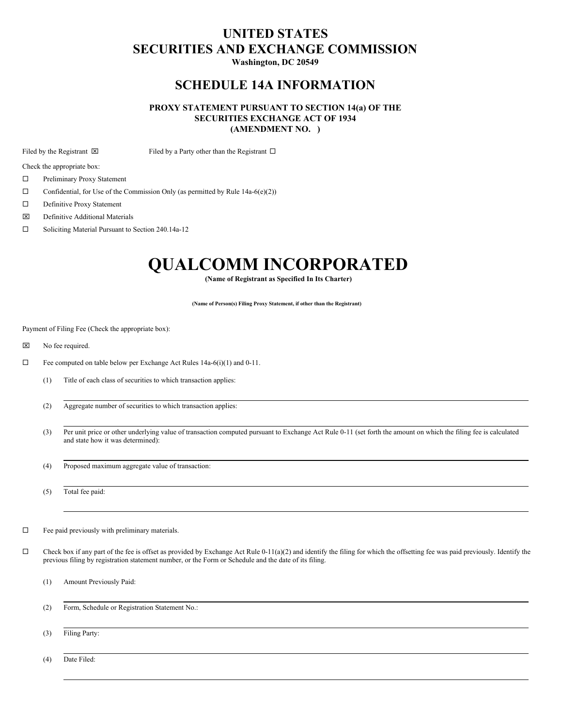# UNITED STATES
# SECURITIES AND EXCHANGE COMMISSION

**Washington, DC 20549**

## SCHEDULE 14A INFORMATION

**PROXY STATEMENT PURSUANT TO SECTION 14(a) OF THE SECURITIES EXCHANGE ACT OF 1934**
**(AMENDMENT NO. )**

Filed by the Registrant ☒ Filed by a Party other than the Registrant ☐

Check the appropriate box:

☐ Preliminary Proxy Statement

☐ Confidential, for Use of the Commission Only (as permitted by Rule 14a-6(e)(2))

☐ Definitive Proxy Statement

☒ Definitive Additional Materials

☐ Soliciting Material Pursuant to Section 240.14a-12

# QUALCOMM INCORPORATED

**(Name of Registrant as Specified In Its Charter)**

**(Name of Person(s) Filing Proxy Statement, if other than the Registrant)**

Payment of Filing Fee (Check the appropriate box):

☒ No fee required.

☐ Fee computed on table below per Exchange Act Rules 14a-6(i)(1) and 0-11.

(1) Title of each class of securities to which transaction applies:

(2) Aggregate number of securities to which transaction applies:

(3) Per unit price or other underlying value of transaction computed pursuant to Exchange Act Rule 0-11 (set forth the amount on which the filing fee is calculated and state how it was determined):

(4) Proposed maximum aggregate value of transaction:

(5) Total fee paid:

☐ Fee paid previously with preliminary materials.

☐ Check box if any part of the fee is offset as provided by Exchange Act Rule 0-11(a)(2) and identify the filing for which the offsetting fee was paid previously. Identify the previous filing by registration statement number, or the Form or Schedule and the date of its filing.

(1) Amount Previously Paid:

(2) Form, Schedule or Registration Statement No.:

(3) Filing Party:

(4) Date Filed: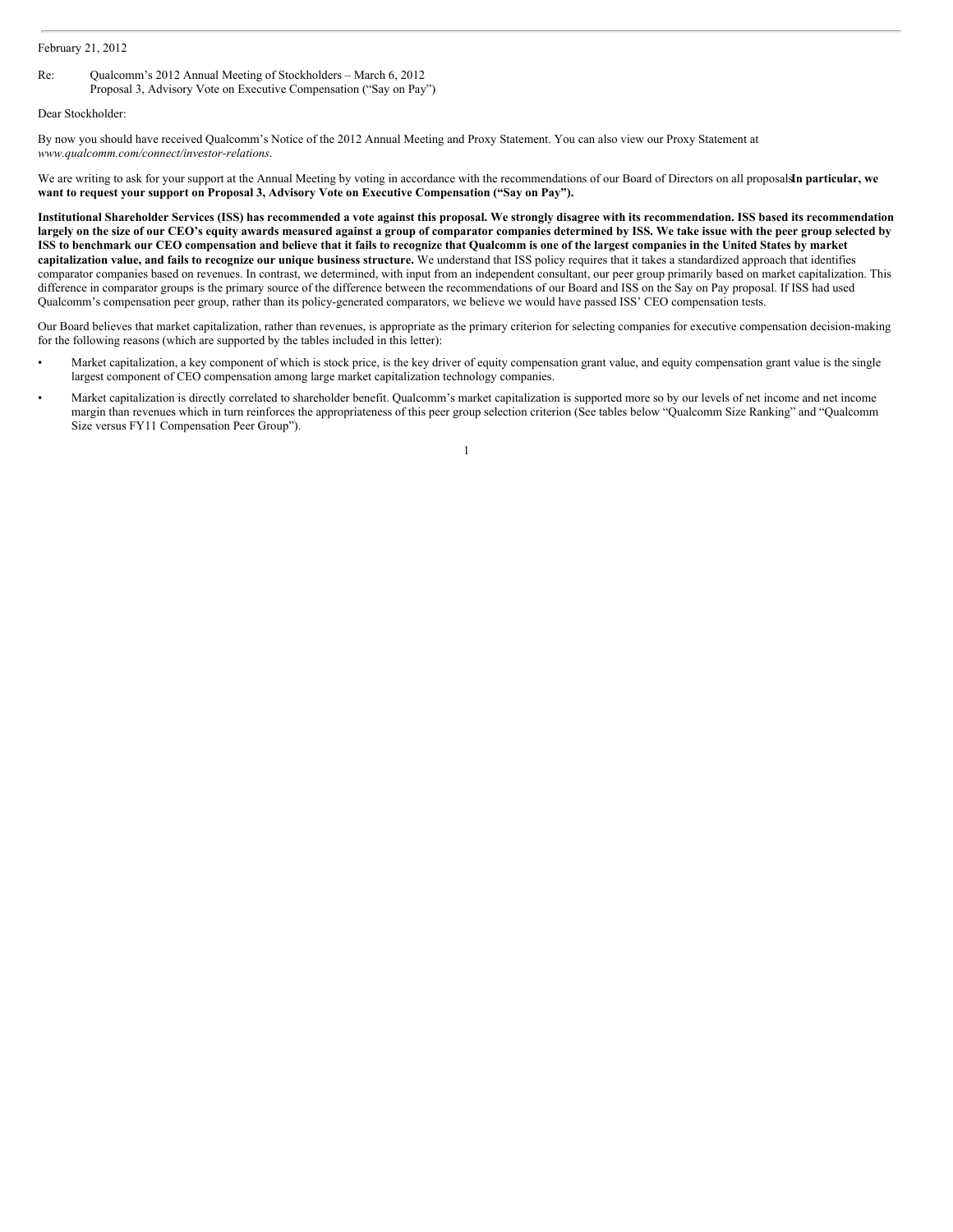February 21, 2012

Re: Qualcomm's 2012 Annual Meeting of Stockholders – March 6, 2012
Proposal 3, Advisory Vote on Executive Compensation ("Say on Pay")

Dear Stockholder:

By now you should have received Qualcomm's Notice of the 2012 Annual Meeting and Proxy Statement. You can also view our Proxy Statement at *www.qualcomm.com/connect/investor-relations*.

We are writing to ask for your support at the Annual Meeting by voting in accordance with the recommendations of our Board of Directors on all proposals. **In particular, we want to request your support on Proposal 3, Advisory Vote on Executive Compensation ("Say on Pay").**

**Institutional Shareholder Services (ISS) has recommended a vote against this proposal. We strongly disagree with its recommendation. ISS based its recommendation largely on the size of our CEO's equity awards measured against a group of comparator companies determined by ISS. We take issue with the peer group selected by ISS to benchmark our CEO compensation and believe that it fails to recognize that Qualcomm is one of the largest companies in the United States by market capitalization value, and fails to recognize our unique business structure.** We understand that ISS policy requires that it takes a standardized approach that identifies comparator companies based on revenues. In contrast, we determined, with input from an independent consultant, our peer group primarily based on market capitalization. This difference in comparator groups is the primary source of the difference between the recommendations of our Board and ISS on the Say on Pay proposal. If ISS had used Qualcomm's compensation peer group, rather than its policy-generated comparators, we believe we would have passed ISS' CEO compensation tests.

Our Board believes that market capitalization, rather than revenues, is appropriate as the primary criterion for selecting companies for executive compensation decision-making for the following reasons (which are supported by the tables included in this letter):

- Market capitalization, a key component of which is stock price, is the key driver of equity compensation grant value, and equity compensation grant value is the single largest component of CEO compensation among large market capitalization technology companies.
- Market capitalization is directly correlated to shareholder benefit. Qualcomm's market capitalization is supported more so by our levels of net income and net income margin than revenues which in turn reinforces the appropriateness of this peer group selection criterion (See tables below "Qualcomm Size Ranking" and "Qualcomm Size versus FY11 Compensation Peer Group").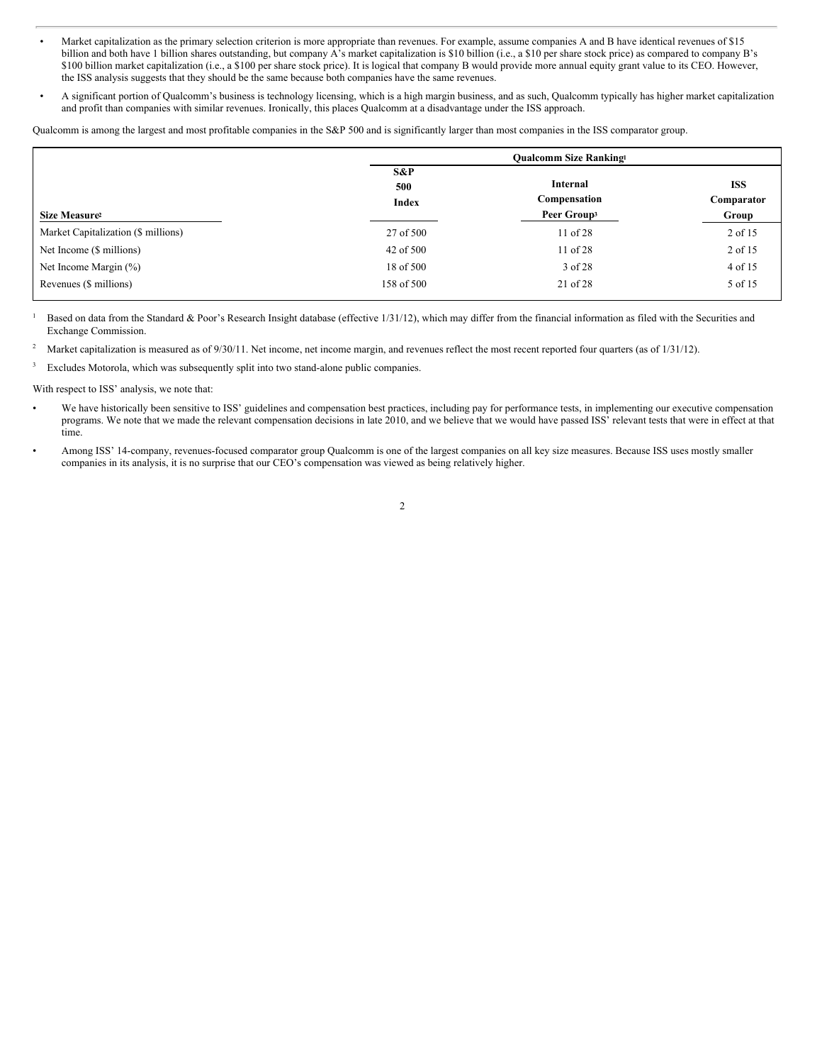- Market capitalization as the primary selection criterion is more appropriate than revenues. For example, assume companies A and B have identical revenues of $15 billion and both have 1 billion shares outstanding, but company A's market capitalization is $10 billion (i.e., a $10 per share stock price) as compared to company B's $100 billion market capitalization (i.e., a $100 per share stock price). It is logical that company B would provide more annual equity grant value to its CEO. However, the ISS analysis suggests that they should be the same because both companies have the same revenues.
- A significant portion of Qualcomm's business is technology licensing, which is a high margin business, and as such, Qualcomm typically has higher market capitalization and profit than companies with similar revenues. Ironically, this places Qualcomm at a disadvantage under the ISS approach.

Qualcomm is among the largest and most profitable companies in the S&P 500 and is significantly larger than most companies in the ISS comparator group.

| | Qualcomm Size Ranking[1] | | |
|---|---|---|---|
| **Size Measure[2]** | **S&P 500 Index** | **Internal Compensation Peer Group[3]** | **ISS Comparator Group** |
| Market Capitalization ($ millions) | 27 of 500 | 11 of 28 | 2 of 15 |
| Net Income ($ millions) | 42 of 500 | 11 of 28 | 2 of 15 |
| Net Income Margin (%) | 18 of 500 | 3 of 28 | 4 of 15 |
| Revenues ($ millions) | 158 of 500 | 21 of 28 | 5 of 15 |

[1] Based on data from the Standard & Poor's Research Insight database (effective 1/31/12), which may differ from the financial information as filed with the Securities and Exchange Commission.

[2] Market capitalization is measured as of 9/30/11. Net income, net income margin, and revenues reflect the most recent reported four quarters (as of 1/31/12).

[3] Excludes Motorola, which was subsequently split into two stand-alone public companies.

With respect to ISS' analysis, we note that:

- We have historically been sensitive to ISS' guidelines and compensation best practices, including pay for performance tests, in implementing our executive compensation programs. We note that we made the relevant compensation decisions in late 2010, and we believe that we would have passed ISS' relevant tests that were in effect at that time.
- Among ISS' 14-company, revenues-focused comparator group Qualcomm is one of the largest companies on all key size measures. Because ISS uses mostly smaller companies in its analysis, it is no surprise that our CEO's compensation was viewed as being relatively higher.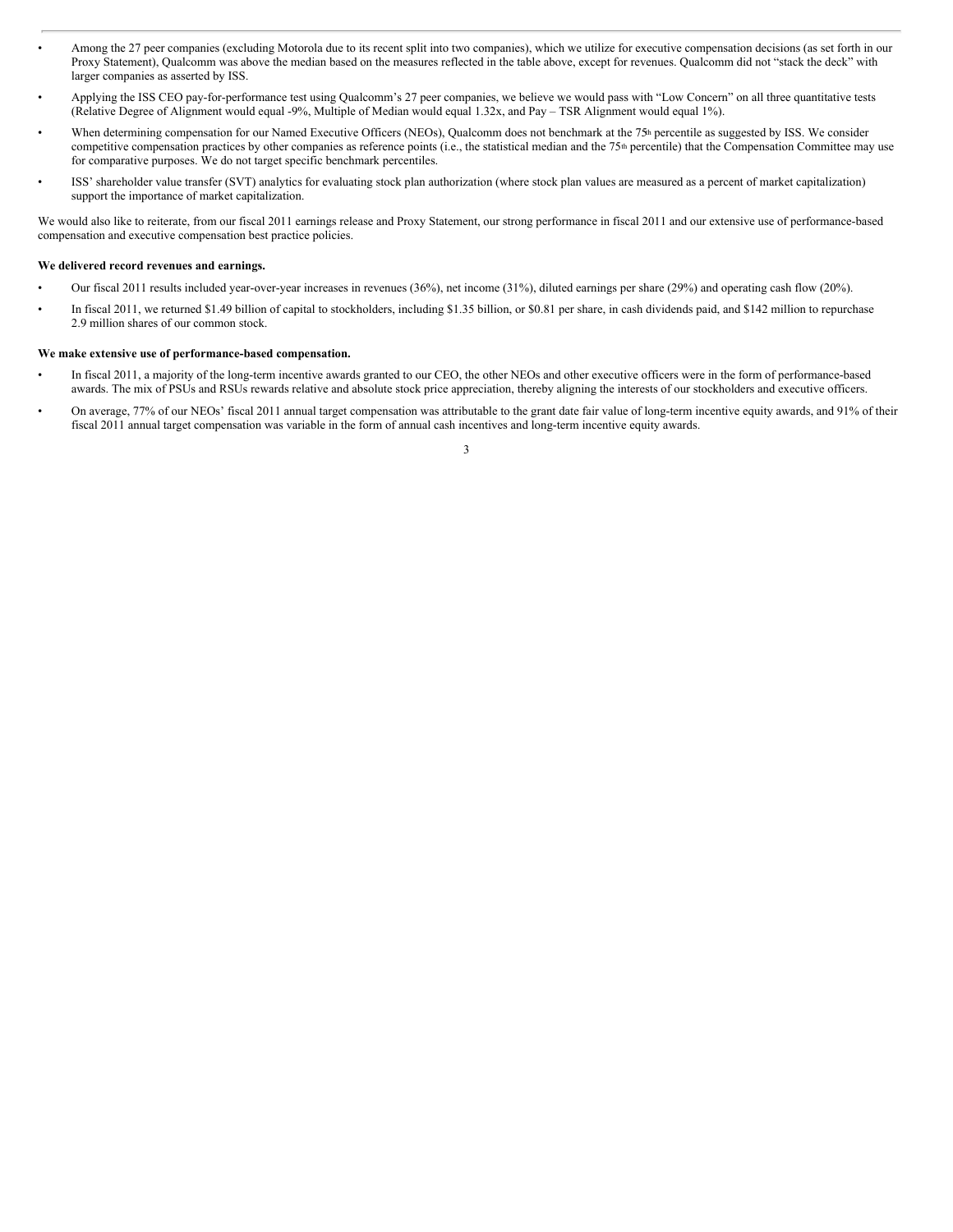- Among the 27 peer companies (excluding Motorola due to its recent split into two companies), which we utilize for executive compensation decisions (as set forth in our Proxy Statement), Qualcomm was above the median based on the measures reflected in the table above, except for revenues. Qualcomm did not "stack the deck" with larger companies as asserted by ISS.
- Applying the ISS CEO pay-for-performance test using Qualcomm's 27 peer companies, we believe we would pass with "Low Concern" on all three quantitative tests (Relative Degree of Alignment would equal -9%, Multiple of Median would equal 1.32x, and Pay – TSR Alignment would equal 1%).
- When determining compensation for our Named Executive Officers (NEOs), Qualcomm does not benchmark at the 75th percentile as suggested by ISS. We consider competitive compensation practices by other companies as reference points (i.e., the statistical median and the 75th percentile) that the Compensation Committee may use for comparative purposes. We do not target specific benchmark percentiles.
- ISS' shareholder value transfer (SVT) analytics for evaluating stock plan authorization (where stock plan values are measured as a percent of market capitalization) support the importance of market capitalization.

We would also like to reiterate, from our fiscal 2011 earnings release and Proxy Statement, our strong performance in fiscal 2011 and our extensive use of performance-based compensation and executive compensation best practice policies.

**We delivered record revenues and earnings.**

- Our fiscal 2011 results included year-over-year increases in revenues (36%), net income (31%), diluted earnings per share (29%) and operating cash flow (20%).
- In fiscal 2011, we returned $1.49 billion of capital to stockholders, including $1.35 billion, or $0.81 per share, in cash dividends paid, and $142 million to repurchase 2.9 million shares of our common stock.

**We make extensive use of performance-based compensation.**

- In fiscal 2011, a majority of the long-term incentive awards granted to our CEO, the other NEOs and other executive officers were in the form of performance-based awards. The mix of PSUs and RSUs rewards relative and absolute stock price appreciation, thereby aligning the interests of our stockholders and executive officers.
- On average, 77% of our NEOs' fiscal 2011 annual target compensation was attributable to the grant date fair value of long-term incentive equity awards, and 91% of their fiscal 2011 annual target compensation was variable in the form of annual cash incentives and long-term incentive equity awards.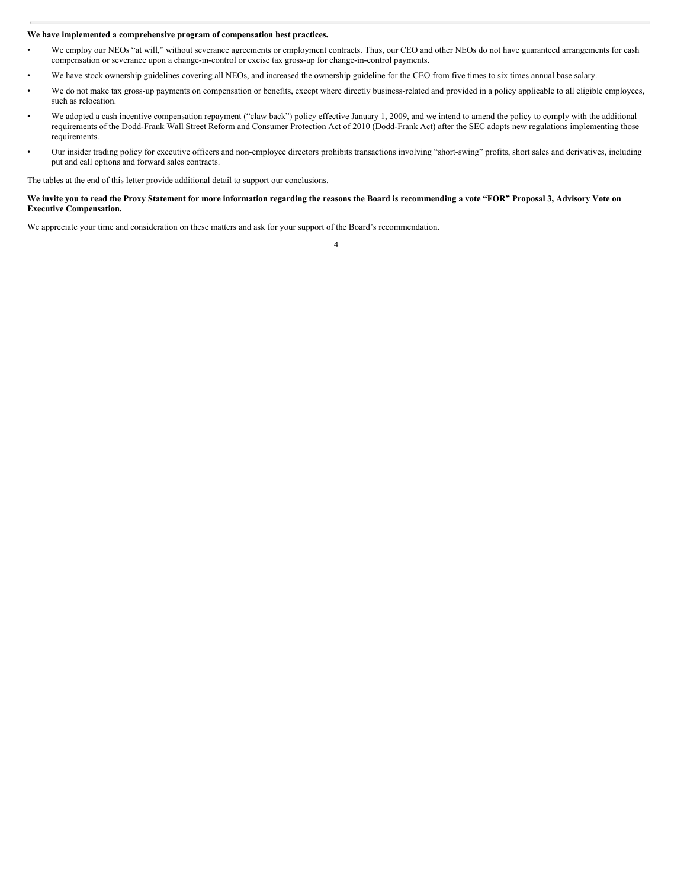**We have implemented a comprehensive program of compensation best practices.**

- We employ our NEOs "at will," without severance agreements or employment contracts. Thus, our CEO and other NEOs do not have guaranteed arrangements for cash compensation or severance upon a change-in-control or excise tax gross-up for change-in-control payments.
- We have stock ownership guidelines covering all NEOs, and increased the ownership guideline for the CEO from five times to six times annual base salary.
- We do not make tax gross-up payments on compensation or benefits, except where directly business-related and provided in a policy applicable to all eligible employees, such as relocation.
- We adopted a cash incentive compensation repayment ("claw back") policy effective January 1, 2009, and we intend to amend the policy to comply with the additional requirements of the Dodd-Frank Wall Street Reform and Consumer Protection Act of 2010 (Dodd-Frank Act) after the SEC adopts new regulations implementing those requirements.
- Our insider trading policy for executive officers and non-employee directors prohibits transactions involving "short-swing" profits, short sales and derivatives, including put and call options and forward sales contracts.

The tables at the end of this letter provide additional detail to support our conclusions.

**We invite you to read the Proxy Statement for more information regarding the reasons the Board is recommending a vote "FOR" Proposal 3, Advisory Vote on Executive Compensation.**

We appreciate your time and consideration on these matters and ask for your support of the Board's recommendation.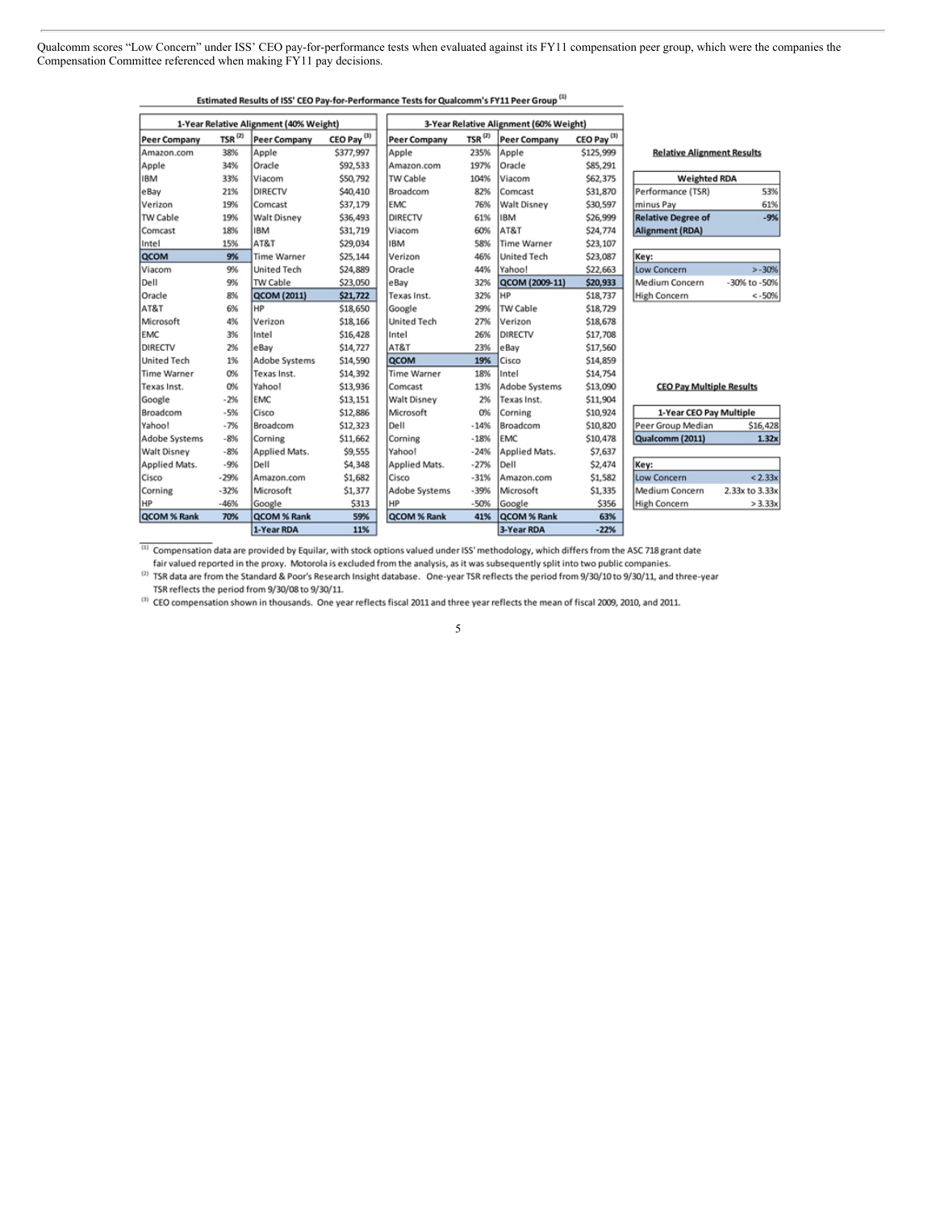Qualcomm scores "Low Concern" under ISS' CEO pay-for-performance tests when evaluated against its FY11 compensation peer group, which were the companies the Compensation Committee referenced when making FY11 pay decisions.

**Estimated Results of ISS' CEO Pay-for-Performance Tests for Qualcomm's FY11 Peer Group [1]**

| 1-Year Relative Alignment (40% Weight) | | | | 3-Year Relative Alignment (60% Weight) | | | |
|---|---|---|---|---|---|---|---|
| Peer Company | TSR [2] | Peer Company | CEO Pay [3] | Peer Company | TSR [2] | Peer Company | CEO Pay [3] |
| Amazon.com | 38% | Apple | $377,997 | Apple | 235% | Apple | $125,999 |
| Apple | 34% | Oracle | $92,533 | Amazon.com | 197% | Oracle | $85,291 |
| IBM | 33% | Viacom | $50,792 | TW Cable | 104% | Viacom | $62,375 |
| eBay | 21% | DIRECTV | $40,410 | Broadcom | 82% | Comcast | $31,870 |
| Verizon | 19% | Comcast | $37,179 | EMC | 76% | Walt Disney | $30,597 |
| TW Cable | 19% | Walt Disney | $36,493 | DIRECTV | 61% | IBM | $26,999 |
| Comcast | 18% | IBM | $31,719 | Viacom | 60% | AT&T | $24,774 |
| Intel | 15% | AT&T | $29,034 | IBM | 58% | Time Warner | $23,107 |
| **QCOM** | **9%** | Time Warner | $25,144 | Verizon | 46% | United Tech | $23,087 |
| Viacom | 9% | United Tech | $24,889 | Oracle | 44% | Yahoo! | $22,663 |
| Dell | 9% | TW Cable | $23,050 | eBay | 32% | **QCOM (2009-11)** | **$20,933** |
| Oracle | 8% | **QCOM (2011)** | **$21,722** | Texas Inst. | 32% | HP | $18,737 |
| AT&T | 6% | HP | $18,650 | Google | 29% | TW Cable | $18,729 |
| Microsoft | 4% | Verizon | $18,166 | United Tech | 27% | Verizon | $18,678 |
| EMC | 3% | Intel | $16,428 | Intel | 26% | DIRECTV | $17,708 |
| DIRECTV | 2% | eBay | $14,727 | AT&T | 23% | eBay | $17,560 |
| United Tech | 1% | Adobe Systems | $14,590 | **QCOM** | **19%** | Cisco | $14,859 |
| Time Warner | 0% | Texas Inst. | $14,392 | Time Warner | 18% | Intel | $14,754 |
| Texas Inst. | 0% | Yahoo! | $13,936 | Comcast | 13% | Adobe Systems | $13,090 |
| Google | -2% | EMC | $13,151 | Walt Disney | 2% | Texas Inst. | $11,904 |
| Broadcom | -5% | Cisco | $12,886 | Microsoft | 0% | Corning | $10,924 |
| Yahoo! | -7% | Broadcom | $12,323 | Dell | -14% | Broadcom | $10,820 |
| Adobe Systems | -8% | Corning | $11,662 | Corning | -18% | EMC | $10,478 |
| Walt Disney | -8% | Applied Mats. | $9,555 | Yahoo! | -24% | Applied Mats. | $7,637 |
| Applied Mats. | -9% | Dell | $4,348 | Applied Mats. | -27% | Dell | $2,474 |
| Cisco | -29% | Amazon.com | $1,682 | Cisco | -31% | Amazon.com | $1,582 |
| Corning | -32% | Microsoft | $1,377 | Adobe Systems | -39% | Microsoft | $1,335 |
| HP | -46% | Google | $313 | HP | -50% | Google | $356 |
| **QCOM % Rank** | **70%** | **QCOM % Rank** | **59%** | **QCOM % Rank** | **41%** | **QCOM % Rank** | **63%** |
| | | **1-Year RDA** | **11%** | | | **3-Year RDA** | **-22%** |

**Relative Alignment Results**

| Weighted RDA | |
|---|---|
| Performance (TSR) | 53% |
| minus Pay | 61% |
| **Relative Degree of Alignment (RDA)** | **-9%** |

| Key: | |
|---|---|
| Low Concern | > -30% |
| Medium Concern | -30% to -50% |
| High Concern | < -50% |

**CEO Pay Multiple Results**

| 1-Year CEO Pay Multiple | |
|---|---|
| Peer Group Median | $16,428 |
| **Qualcomm (2011)** | **1.32x** |

| Key: | |
|---|---|
| Low Concern | < 2.33x |
| Medium Concern | 2.33x to 3.33x |
| High Concern | > 3.33x |

[1] Compensation data are provided by Equilar, with stock options valued under ISS' methodology, which differs from the ASC 718 grant date fair valued reported in the proxy. Motorola is excluded from the analysis, as it was subsequently split into two public companies.

[2] TSR data are from the Standard & Poor's Research Insight database. One-year TSR reflects the period from 9/30/10 to 9/30/11, and three-year TSR reflects the period from 9/30/08 to 9/30/11.

[3] CEO compensation shown in thousands. One year reflects fiscal 2011 and three year reflects the mean of fiscal 2009, 2010, and 2011.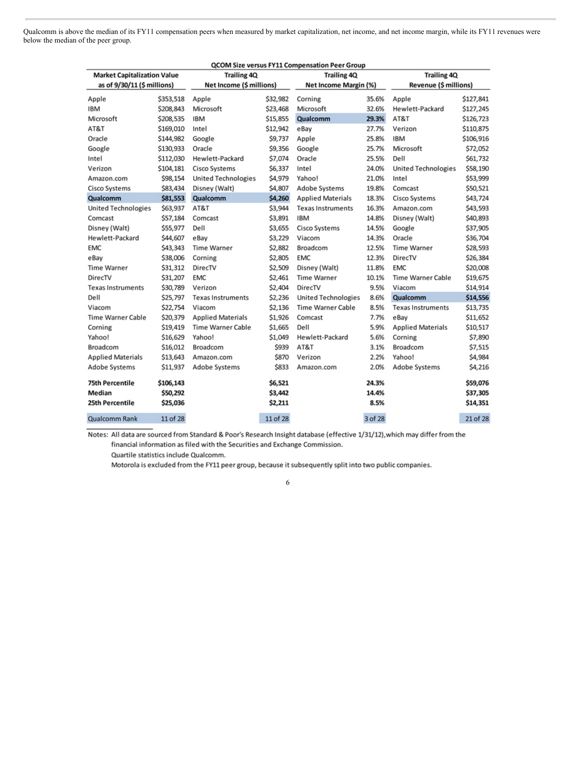Qualcomm is above the median of its FY11 compensation peers when measured by market capitalization, net income, and net income margin, while its FY11 revenues were below the median of the peer group.

**QCOM Size versus FY11 Compensation Peer Group**

| Market Capitalization Value as of 9/30/11 ($ millions) | | Trailing 4Q Net Income ($ millions) | | Trailing 4Q Net Income Margin (%) | | Trailing 4Q Revenue ($ millions) | |
|---|---|---|---|---|---|---|---|
| Apple | $353,518 | Apple | $32,982 | Corning | 35.6% | Apple | $127,841 |
| IBM | $208,843 | Microsoft | $23,468 | Microsoft | 32.6% | Hewlett-Packard | $127,245 |
| Microsoft | $208,535 | IBM | $15,855 | **Qualcomm** | **29.3%** | AT&T | $126,723 |
| AT&T | $169,010 | Intel | $12,942 | eBay | 27.7% | Verizon | $110,875 |
| Oracle | $144,982 | Google | $9,737 | Apple | 25.8% | IBM | $106,916 |
| Google | $130,933 | Oracle | $9,356 | Google | 25.7% | Microsoft | $72,052 |
| Intel | $112,030 | Hewlett-Packard | $7,074 | Oracle | 25.5% | Dell | $61,732 |
| Verizon | $104,181 | Cisco Systems | $6,337 | Intel | 24.0% | United Technologies | $58,190 |
| Amazon.com | $98,154 | United Technologies | $4,979 | Yahoo! | 21.0% | Intel | $53,999 |
| Cisco Systems | $83,434 | Disney (Walt) | $4,807 | Adobe Systems | 19.8% | Comcast | $50,521 |
| **Qualcomm** | **$81,553** | **Qualcomm** | **$4,260** | Applied Materials | 18.3% | Cisco Systems | $43,724 |
| United Technologies | $63,937 | AT&T | $3,944 | Texas Instruments | 16.3% | Amazon.com | $43,593 |
| Comcast | $57,184 | Comcast | $3,891 | IBM | 14.8% | Disney (Walt) | $40,893 |
| Disney (Walt) | $55,977 | Dell | $3,655 | Cisco Systems | 14.5% | Google | $37,905 |
| Hewlett-Packard | $44,607 | eBay | $3,229 | Viacom | 14.3% | Oracle | $36,704 |
| EMC | $43,343 | Time Warner | $2,882 | Broadcom | 12.5% | Time Warner | $28,593 |
| eBay | $38,006 | Corning | $2,805 | EMC | 12.3% | DirecTV | $26,384 |
| Time Warner | $31,312 | DirecTV | $2,509 | Disney (Walt) | 11.8% | EMC | $20,008 |
| DirecTV | $31,207 | EMC | $2,461 | Time Warner | 10.1% | Time Warner Cable | $19,675 |
| Texas Instruments | $30,789 | Verizon | $2,404 | DirecTV | 9.5% | Viacom | $14,914 |
| Dell | $25,797 | Texas Instruments | $2,236 | United Technologies | 8.6% | **Qualcomm** | **$14,556** |
| Viacom | $22,754 | Viacom | $2,136 | Time Warner Cable | 8.5% | Texas Instruments | $13,735 |
| Time Warner Cable | $20,379 | Applied Materials | $1,926 | Comcast | 7.7% | eBay | $11,652 |
| Corning | $19,419 | Time Warner Cable | $1,665 | Dell | 5.9% | Applied Materials | $10,517 |
| Yahoo! | $16,629 | Yahoo! | $1,049 | Hewlett-Packard | 5.6% | Corning | $7,890 |
| Broadcom | $16,012 | Broadcom | $939 | AT&T | 3.1% | Broadcom | $7,515 |
| Applied Materials | $13,643 | Amazon.com | $870 | Verizon | 2.2% | Yahoo! | $4,984 |
| Adobe Systems | $11,937 | Adobe Systems | $833 | Amazon.com | 2.0% | Adobe Systems | $4,216 |
| **75th Percentile** | **$106,143** | | **$6,521** | | **24.3%** | | **$59,076** |
| **Median** | **$50,292** | | **$3,442** | | **14.4%** | | **$37,305** |
| **25th Percentile** | **$25,036** | | **$2,211** | | **8.5%** | | **$14,351** |
| Qualcomm Rank | 11 of 28 | | 11 of 28 | | 3 of 28 | | 21 of 28 |

Notes: All data are sourced from Standard & Poor's Research Insight database (effective 1/31/12),which may differ from the financial information as filed with the Securities and Exchange Commission.
Quartile statistics include Qualcomm.
Motorola is excluded from the FY11 peer group, because it subsequently split into two public companies.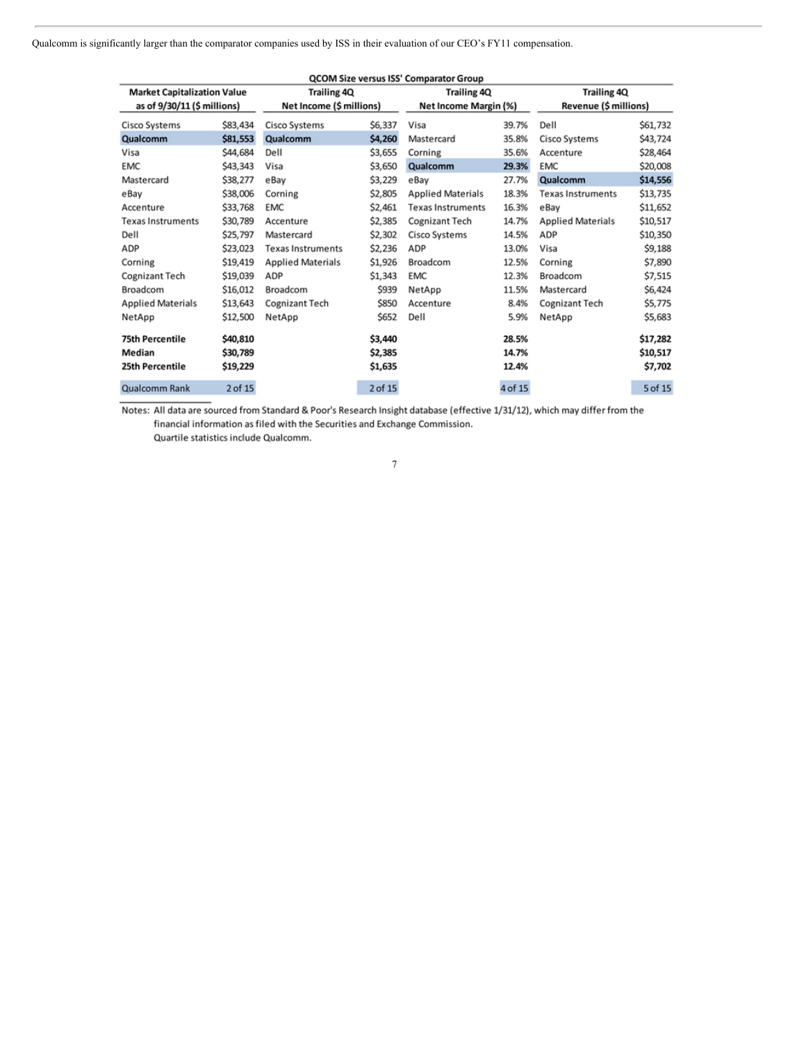Qualcomm is significantly larger than the comparator companies used by ISS in their evaluation of our CEO's FY11 compensation.

**QCOM Size versus ISS' Comparator Group**

| Market Capitalization Value as of 9/30/11 ($ millions) | | Trailing 4Q Net Income ($ millions) | | Trailing 4Q Net Income Margin (%) | | Trailing 4Q Revenue ($ millions) | |
|---|---|---|---|---|---|---|---|
| Cisco Systems | $83,434 | Cisco Systems | $6,337 | Visa | 39.7% | Dell | $61,732 |
| **Qualcomm** | **$81,553** | **Qualcomm** | **$4,260** | Mastercard | 35.8% | Cisco Systems | $43,724 |
| Visa | $44,684 | Dell | $3,655 | Corning | 35.6% | Accenture | $28,464 |
| EMC | $43,343 | Visa | $3,650 | **Qualcomm** | **29.3%** | EMC | $20,008 |
| Mastercard | $38,277 | eBay | $3,229 | eBay | 27.7% | **Qualcomm** | **$14,556** |
| eBay | $38,006 | Corning | $2,805 | Applied Materials | 18.3% | Texas Instruments | $13,735 |
| Accenture | $33,768 | EMC | $2,461 | Texas Instruments | 16.3% | eBay | $11,652 |
| Texas Instruments | $30,789 | Accenture | $2,385 | Cognizant Tech | 14.7% | Applied Materials | $10,517 |
| Dell | $25,797 | Mastercard | $2,302 | Cisco Systems | 14.5% | ADP | $10,350 |
| ADP | $23,023 | Texas Instruments | $2,236 | ADP | 13.0% | Visa | $9,188 |
| Corning | $19,419 | Applied Materials | $1,926 | Broadcom | 12.5% | Corning | $7,890 |
| Cognizant Tech | $19,039 | ADP | $1,343 | EMC | 12.3% | Broadcom | $7,515 |
| Broadcom | $16,012 | Broadcom | $939 | NetApp | 11.5% | Mastercard | $6,424 |
| Applied Materials | $13,643 | Cognizant Tech | $850 | Accenture | 8.4% | Cognizant Tech | $5,775 |
| NetApp | $12,500 | NetApp | $652 | Dell | 5.9% | NetApp | $5,683 |
| **75th Percentile** | **$40,810** | | **$3,440** | | **28.5%** | | **$17,282** |
| **Median** | **$30,789** | | **$2,385** | | **14.7%** | | **$10,517** |
| **25th Percentile** | **$19,229** | | **$1,635** | | **12.4%** | | **$7,702** |
| Qualcomm Rank | 2 of 15 | | 2 of 15 | | 4 of 15 | | 5 of 15 |

Notes: All data are sourced from Standard & Poor's Research Insight database (effective 1/31/12), which may differ from the financial information as filed with the Securities and Exchange Commission.
Quartile statistics include Qualcomm.